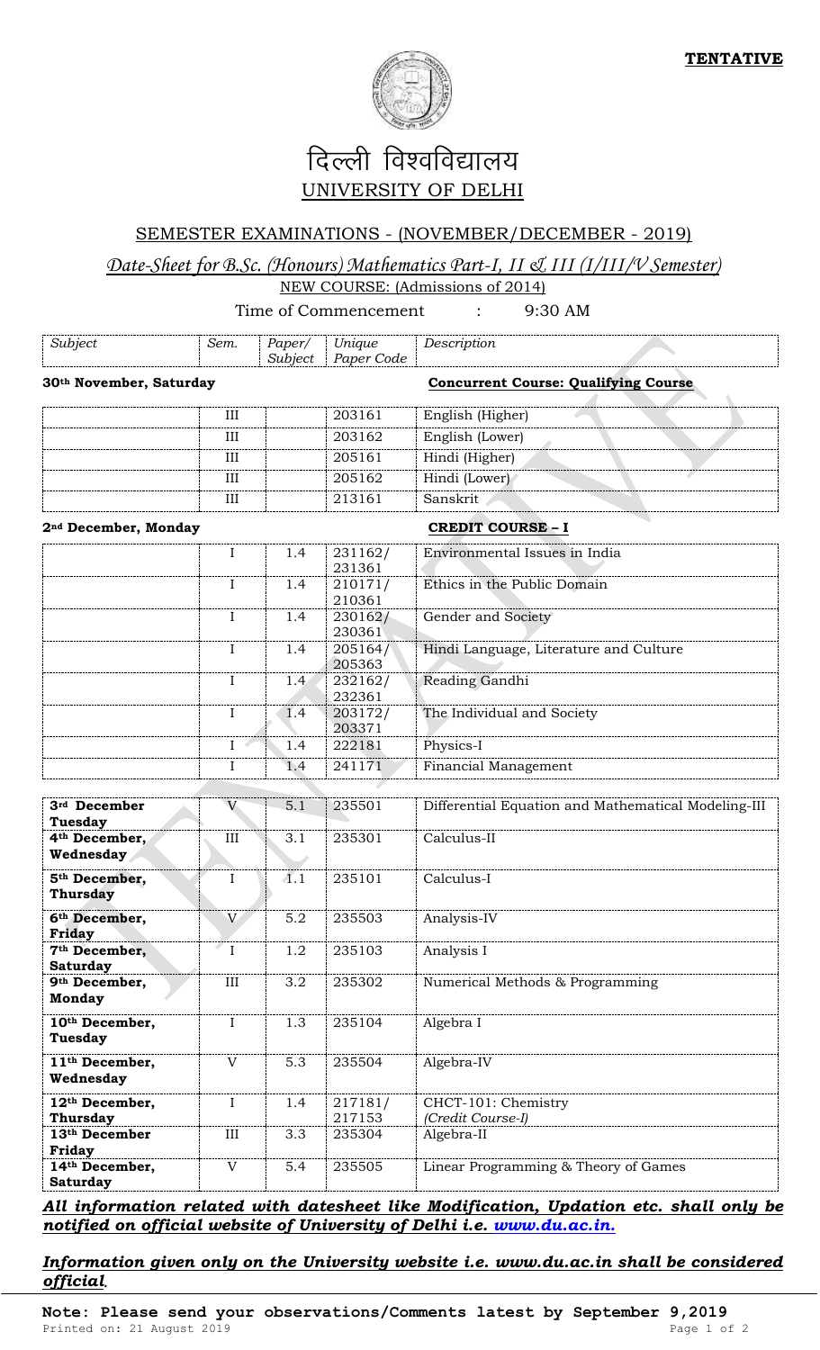**TENTATIVE**

# दिल्ली विश्वविद्यालय

## UNIVERSITY OF DELHI

### SEMESTER EXAMINATIONS - (NOVEMBER/DECEMBER - 2019)

*Date-Sheet for B.Sc. (Honours) Mathematics Part-I, II & III (I/III/V Semester)*

NEW COURSE: (Admissions of 2014)

Time of Commencement : 9:30 AM

| *Subject* | *Sem.* | *Paper/ Subject* | *Unique Paper Code* | *Description* |
|---|---|---|---|---|
| **30th November, Saturday** | | | | **Concurrent Course: Qualifying Course** |
| | III | | 203161 | English (Higher) |
| | III | | 203162 | English (Lower) |
| | III | | 205161 | Hindi (Higher) |
| | III | | 205162 | Hindi (Lower) |
| | III | | 213161 | Sanskrit |
| **2nd December, Monday** | | | | **CREDIT COURSE – I** |
| | I | 1.4 | 231162/ 231361 | Environmental Issues in India |
| | I | 1.4 | 210171/ 210361 | Ethics in the Public Domain |
| | I | 1.4 | 230162/ 230361 | Gender and Society |
| | I | 1.4 | 205164/ 205363 | Hindi Language, Literature and Culture |
| | I | 1.4 | 232162/ 232361 | Reading Gandhi |
| | I | 1.4 | 203172/ 203371 | The Individual and Society |
| | I | 1.4 | 222181 | Physics-I |
| | I | 1.4 | 241171 | Financial Management |
| **3rd December Tuesday** | V | 5.1 | 235501 | Differential Equation and Mathematical Modeling-III |
| **4th December, Wednesday** | III | 3.1 | 235301 | Calculus-II |
| **5th December, Thursday** | I | 1.1 | 235101 | Calculus-I |
| **6th December, Friday** | V | 5.2 | 235503 | Analysis-IV |
| **7th December, Saturday** | I | 1.2 | 235103 | Analysis I |
| **9th December, Monday** | III | 3.2 | 235302 | Numerical Methods & Programming |
| **10th December, Tuesday** | I | 1.3 | 235104 | Algebra I |
| **11th December, Wednesday** | V | 5.3 | 235504 | Algebra-IV |
| **12th December, Thursday** | I | 1.4 | 217181/ 217153 | CHCT-101: Chemistry *(Credit Course-I)* |
| **13th December Friday** | III | 3.3 | 235304 | Algebra-II |
| **14th December, Saturday** | V | 5.4 | 235505 | Linear Programming & Theory of Games |

***All information related with datesheet like Modification, Updation etc. shall only be notified on official website of University of Delhi i.e. www.du.ac.in.***

***Information given only on the University website i.e. www.du.ac.in shall be considered official.***

**Note: Please send your observations/Comments latest by September 9,2019**

Printed on: 21 August 2019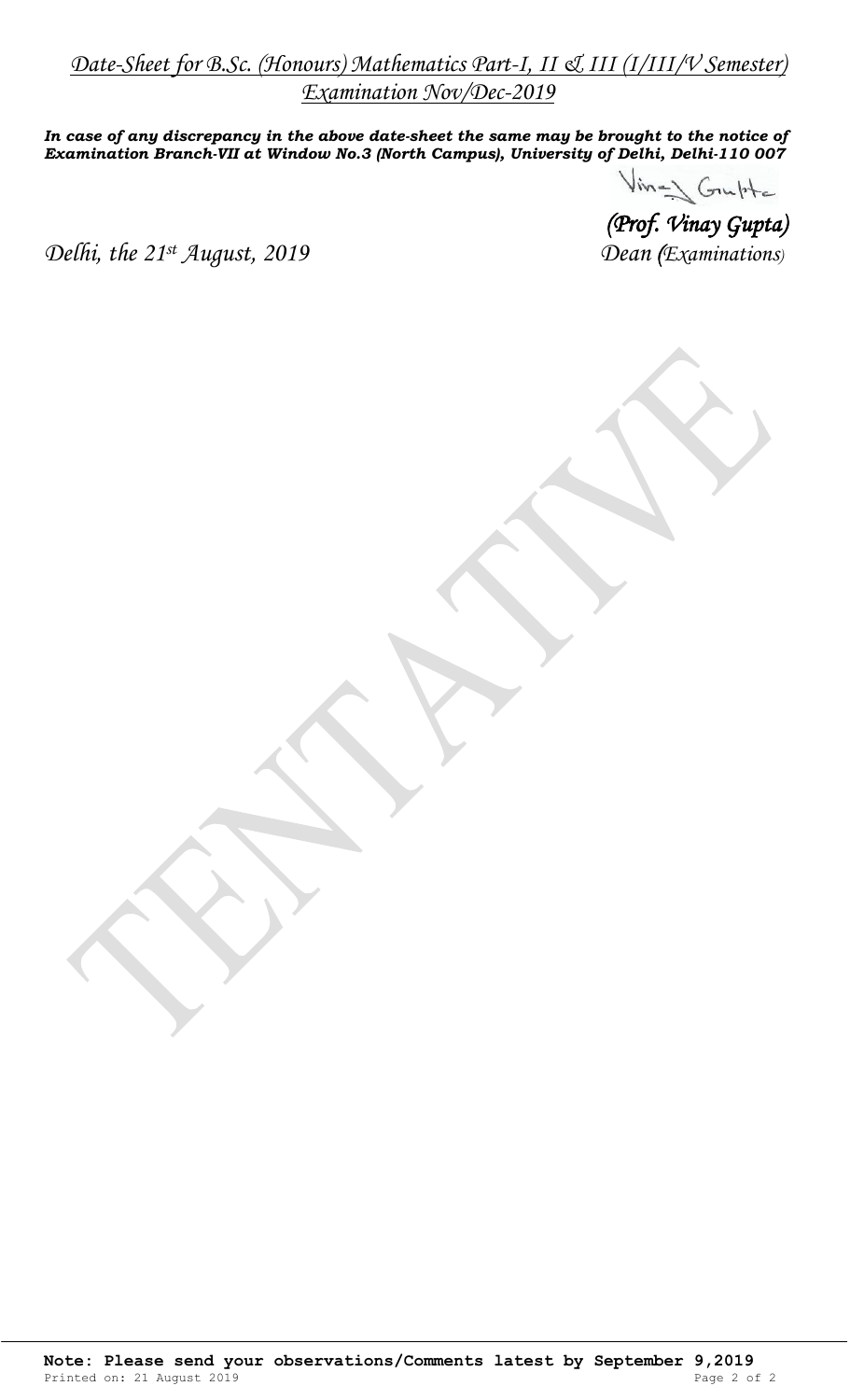*<u>Date-Sheet for B.Sc. (Honours) Mathematics Part-I, II & III (I/III/V Semester) Examination Nov/Dec-2019</u>*

***In case of any discrepancy in the above date-sheet the same may be brought to the notice of Examination Branch-VII at Window No.3 (North Campus), University of Delhi, Delhi-110 007***

*(Prof. Vinay Gupta)*
*Dean (Examinations)*

*Delhi, the 21st August, 2019*

TENTATIVE

**Note: Please send your observations/Comments latest by September 9,2019**

Printed on: 21 August 2019